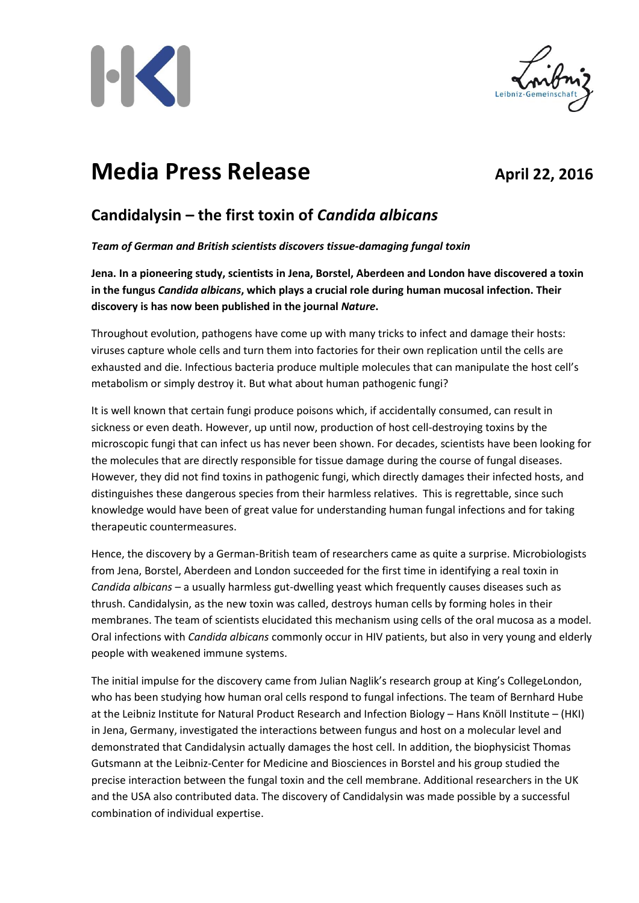# Media Press Release

**April 22, 2016**

## Candidalysin – the first toxin of *Candida albicans*

***Team of German and British scientists discovers tissue-damaging fungal toxin***

**Jena. In a pioneering study, scientists in Jena, Borstel, Aberdeen and London have discovered a toxin in the fungus *Candida albicans*, which plays a crucial role during human mucosal infection. Their discovery is has now been published in the journal *Nature*.**

Throughout evolution, pathogens have come up with many tricks to infect and damage their hosts: viruses capture whole cells and turn them into factories for their own replication until the cells are exhausted and die. Infectious bacteria produce multiple molecules that can manipulate the host cell's metabolism or simply destroy it. But what about human pathogenic fungi?

It is well known that certain fungi produce poisons which, if accidentally consumed, can result in sickness or even death. However, up until now, production of host cell-destroying toxins by the microscopic fungi that can infect us has never been shown. For decades, scientists have been looking for the molecules that are directly responsible for tissue damage during the course of fungal diseases. However, they did not find toxins in pathogenic fungi, which directly damages their infected hosts, and distinguishes these dangerous species from their harmless relatives. This is regrettable, since such knowledge would have been of great value for understanding human fungal infections and for taking therapeutic countermeasures.

Hence, the discovery by a German-British team of researchers came as quite a surprise. Microbiologists from Jena, Borstel, Aberdeen and London succeeded for the first time in identifying a real toxin in *Candida albicans* – a usually harmless gut-dwelling yeast which frequently causes diseases such as thrush. Candidalysin, as the new toxin was called, destroys human cells by forming holes in their membranes. The team of scientists elucidated this mechanism using cells of the oral mucosa as a model. Oral infections with *Candida albicans* commonly occur in HIV patients, but also in very young and elderly people with weakened immune systems.

The initial impulse for the discovery came from Julian Naglik's research group at King's CollegeLondon, who has been studying how human oral cells respond to fungal infections. The team of Bernhard Hube at the Leibniz Institute for Natural Product Research and Infection Biology – Hans Knöll Institute – (HKI) in Jena, Germany, investigated the interactions between fungus and host on a molecular level and demonstrated that Candidalysin actually damages the host cell. In addition, the biophysicist Thomas Gutsmann at the Leibniz-Center for Medicine and Biosciences in Borstel and his group studied the precise interaction between the fungal toxin and the cell membrane. Additional researchers in the UK and the USA also contributed data. The discovery of Candidalysin was made possible by a successful combination of individual expertise.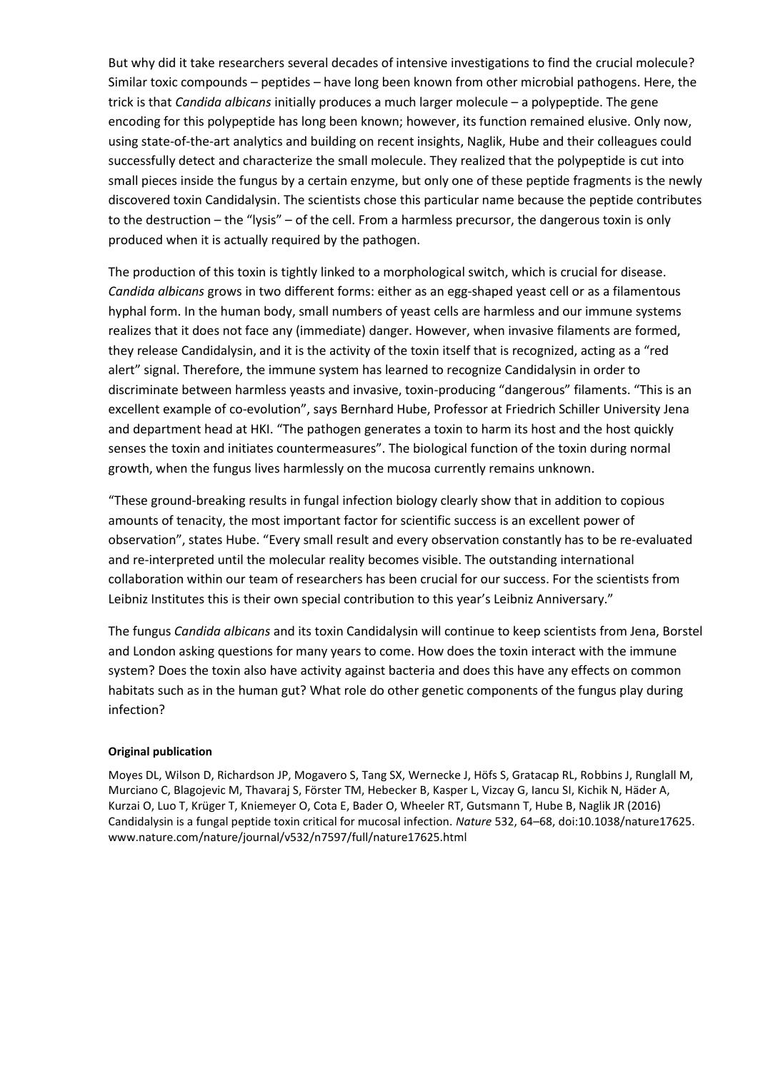But why did it take researchers several decades of intensive investigations to find the crucial molecule? Similar toxic compounds – peptides – have long been known from other microbial pathogens. Here, the trick is that *Candida albicans* initially produces a much larger molecule – a polypeptide. The gene encoding for this polypeptide has long been known; however, its function remained elusive. Only now, using state-of-the-art analytics and building on recent insights, Naglik, Hube and their colleagues could successfully detect and characterize the small molecule. They realized that the polypeptide is cut into small pieces inside the fungus by a certain enzyme, but only one of these peptide fragments is the newly discovered toxin Candidalysin. The scientists chose this particular name because the peptide contributes to the destruction – the "lysis" – of the cell. From a harmless precursor, the dangerous toxin is only produced when it is actually required by the pathogen.

The production of this toxin is tightly linked to a morphological switch, which is crucial for disease. *Candida albicans* grows in two different forms: either as an egg-shaped yeast cell or as a filamentous hyphal form. In the human body, small numbers of yeast cells are harmless and our immune systems realizes that it does not face any (immediate) danger. However, when invasive filaments are formed, they release Candidalysin, and it is the activity of the toxin itself that is recognized, acting as a "red alert" signal. Therefore, the immune system has learned to recognize Candidalysin in order to discriminate between harmless yeasts and invasive, toxin-producing "dangerous" filaments. "This is an excellent example of co-evolution", says Bernhard Hube, Professor at Friedrich Schiller University Jena and department head at HKI. "The pathogen generates a toxin to harm its host and the host quickly senses the toxin and initiates countermeasures". The biological function of the toxin during normal growth, when the fungus lives harmlessly on the mucosa currently remains unknown.

"These ground-breaking results in fungal infection biology clearly show that in addition to copious amounts of tenacity, the most important factor for scientific success is an excellent power of observation", states Hube. "Every small result and every observation constantly has to be re-evaluated and re-interpreted until the molecular reality becomes visible. The outstanding international collaboration within our team of researchers has been crucial for our success. For the scientists from Leibniz Institutes this is their own special contribution to this year's Leibniz Anniversary."

The fungus *Candida albicans* and its toxin Candidalysin will continue to keep scientists from Jena, Borstel and London asking questions for many years to come. How does the toxin interact with the immune system? Does the toxin also have activity against bacteria and does this have any effects on common habitats such as in the human gut? What role do other genetic components of the fungus play during infection?

**Original publication**

Moyes DL, Wilson D, Richardson JP, Mogavero S, Tang SX, Wernecke J, Höfs S, Gratacap RL, Robbins J, Runglall M, Murciano C, Blagojevic M, Thavaraj S, Förster TM, Hebecker B, Kasper L, Vizcay G, Iancu SI, Kichik N, Häder A, Kurzai O, Luo T, Krüger T, Kniemeyer O, Cota E, Bader O, Wheeler RT, Gutsmann T, Hube B, Naglik JR (2016) Candidalysin is a fungal peptide toxin critical for mucosal infection. *Nature* 532, 64–68, doi:10.1038/nature17625. www.nature.com/nature/journal/v532/n7597/full/nature17625.html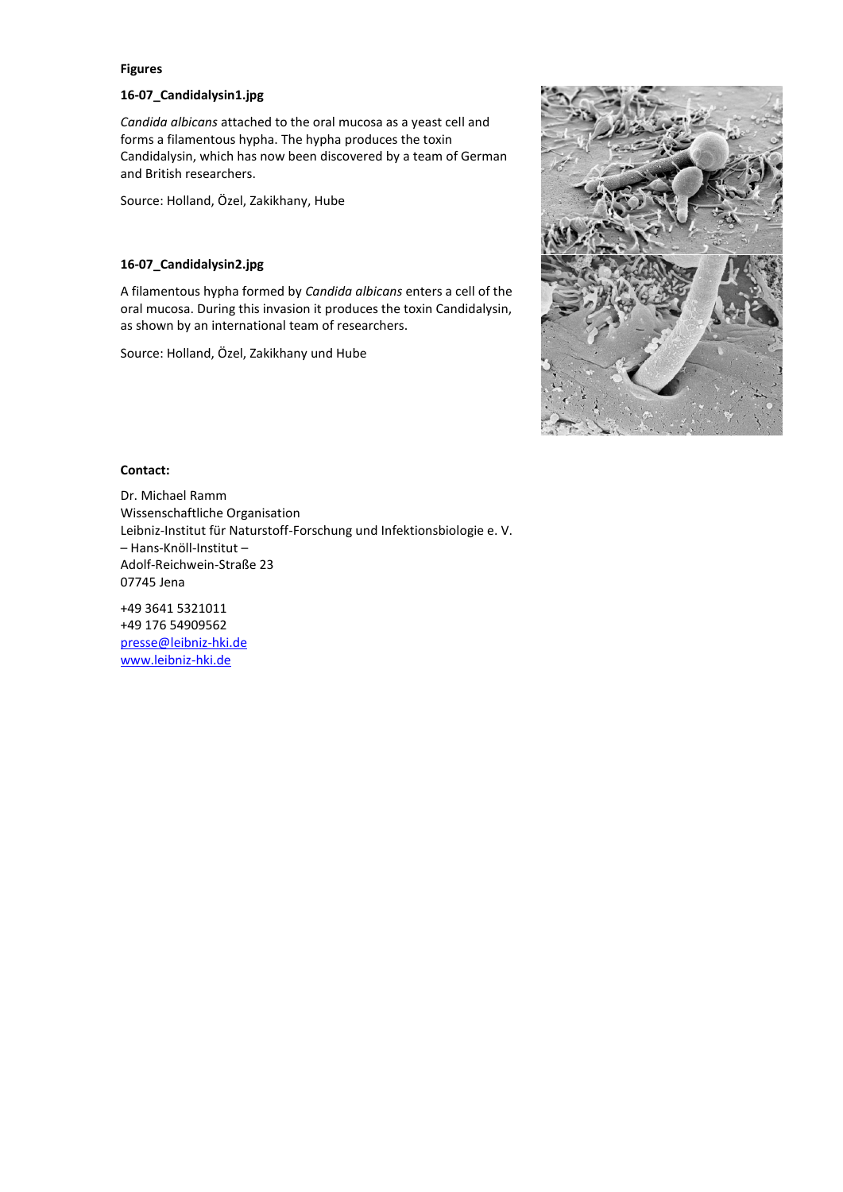**Figures**

**16-07_Candidalysin1.jpg**

*Candida albicans* attached to the oral mucosa as a yeast cell and forms a filamentous hypha. The hypha produces the toxin Candidalysin, which has now been discovered by a team of German and British researchers.

Source: Holland, Özel, Zakikhany, Hube

**16-07_Candidalysin2.jpg**

A filamentous hypha formed by *Candida albicans* enters a cell of the oral mucosa. During this invasion it produces the toxin Candidalysin, as shown by an international team of researchers.

Source: Holland, Özel, Zakikhany und Hube

**Contact:**

Dr. Michael Ramm
Wissenschaftliche Organisation
Leibniz-Institut für Naturstoff-Forschung und Infektionsbiologie e. V.
– Hans-Knöll-Institut –
Adolf-Reichwein-Straße 23
07745 Jena

+49 3641 5321011
+49 176 54909562
presse@leibniz-hki.de
www.leibniz-hki.de